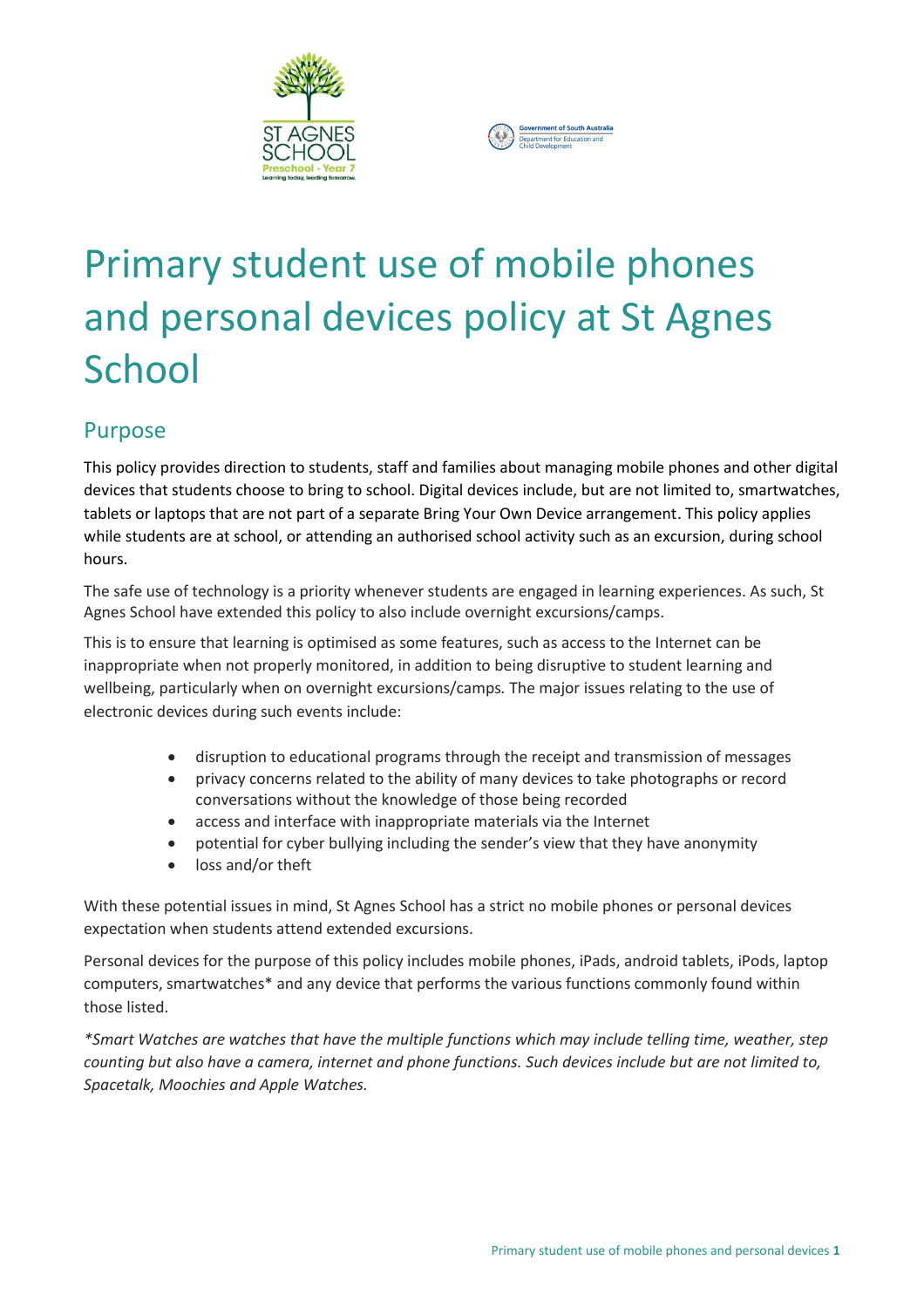# Primary student use of mobile phones and personal devices policy at St Agnes School

## Purpose

This policy provides direction to students, staff and families about managing mobile phones and other digital devices that students choose to bring to school. Digital devices include, but are not limited to, smartwatches, tablets or laptops that are not part of a separate Bring Your Own Device arrangement. This policy applies while students are at school, or attending an authorised school activity such as an excursion, during school hours.

The safe use of technology is a priority whenever students are engaged in learning experiences. As such, St Agnes School have extended this policy to also include overnight excursions/camps.

This is to ensure that learning is optimised as some features, such as access to the Internet can be inappropriate when not properly monitored, in addition to being disruptive to student learning and wellbeing, particularly when on overnight excursions/camps. The major issues relating to the use of electronic devices during such events include:

- disruption to educational programs through the receipt and transmission of messages
- privacy concerns related to the ability of many devices to take photographs or record conversations without the knowledge of those being recorded
- access and interface with inappropriate materials via the Internet
- potential for cyber bullying including the sender's view that they have anonymity
- loss and/or theft

With these potential issues in mind, St Agnes School has a strict no mobile phones or personal devices expectation when students attend extended excursions.

Personal devices for the purpose of this policy includes mobile phones, iPads, android tablets, iPods, laptop computers, smartwatches* and any device that performs the various functions commonly found within those listed.

*\*Smart Watches are watches that have the multiple functions which may include telling time, weather, step counting but also have a camera, internet and phone functions. Such devices include but are not limited to, Spacetalk, Moochies and Apple Watches.*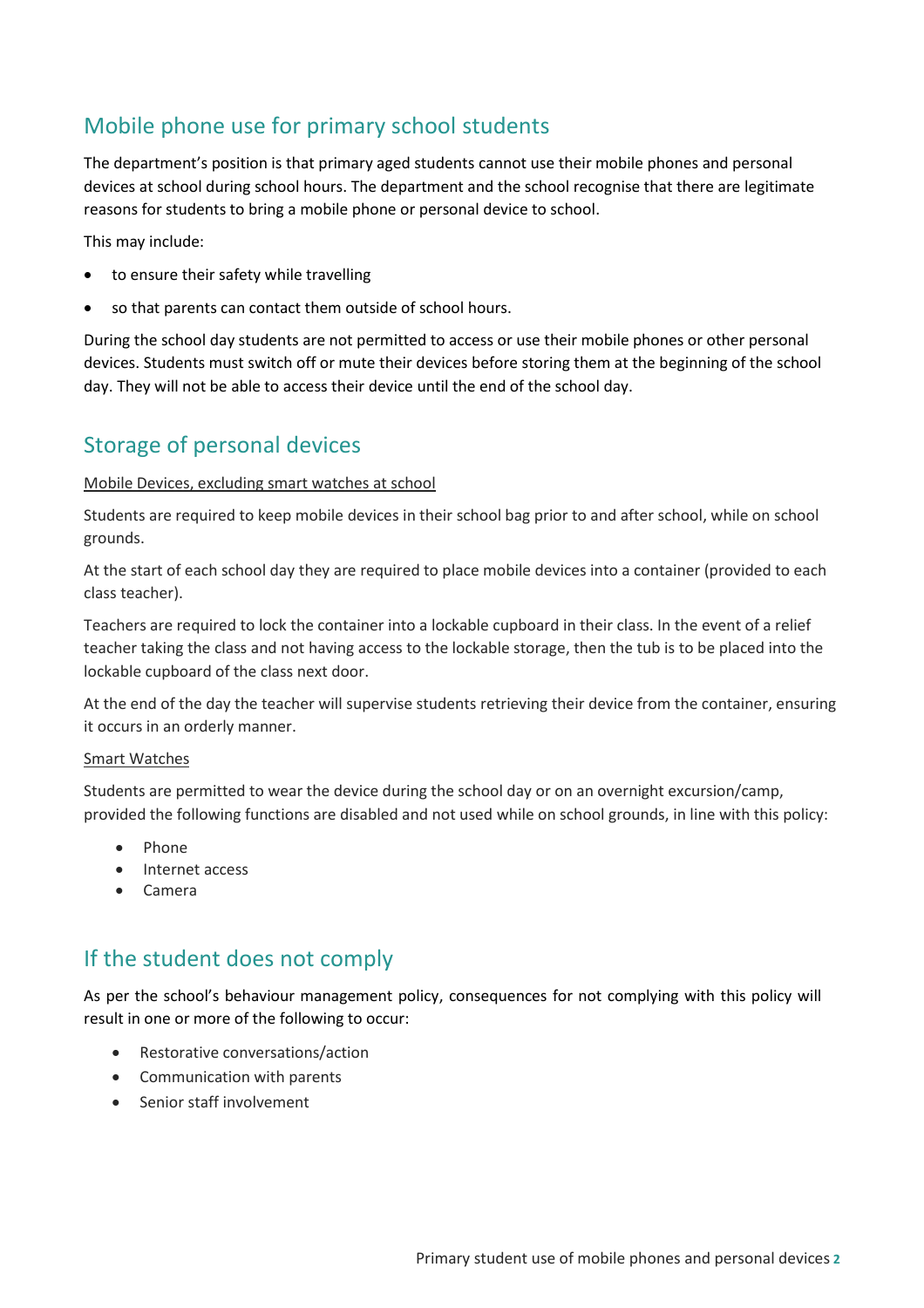## Mobile phone use for primary school students

The department's position is that primary aged students cannot use their mobile phones and personal devices at school during school hours. The department and the school recognise that there are legitimate reasons for students to bring a mobile phone or personal device to school.

This may include:

- to ensure their safety while travelling
- so that parents can contact them outside of school hours.

During the school day students are not permitted to access or use their mobile phones or other personal devices. Students must switch off or mute their devices before storing them at the beginning of the school day. They will not be able to access their device until the end of the school day.

## Storage of personal devices

Mobile Devices, excluding smart watches at school

Students are required to keep mobile devices in their school bag prior to and after school, while on school grounds.

At the start of each school day they are required to place mobile devices into a container (provided to each class teacher).

Teachers are required to lock the container into a lockable cupboard in their class. In the event of a relief teacher taking the class and not having access to the lockable storage, then the tub is to be placed into the lockable cupboard of the class next door.

At the end of the day the teacher will supervise students retrieving their device from the container, ensuring it occurs in an orderly manner.

Smart Watches

Students are permitted to wear the device during the school day or on an overnight excursion/camp, provided the following functions are disabled and not used while on school grounds, in line with this policy:

- Phone
- Internet access
- Camera

## If the student does not comply

As per the school's behaviour management policy, consequences for not complying with this policy will result in one or more of the following to occur:

- Restorative conversations/action
- Communication with parents
- Senior staff involvement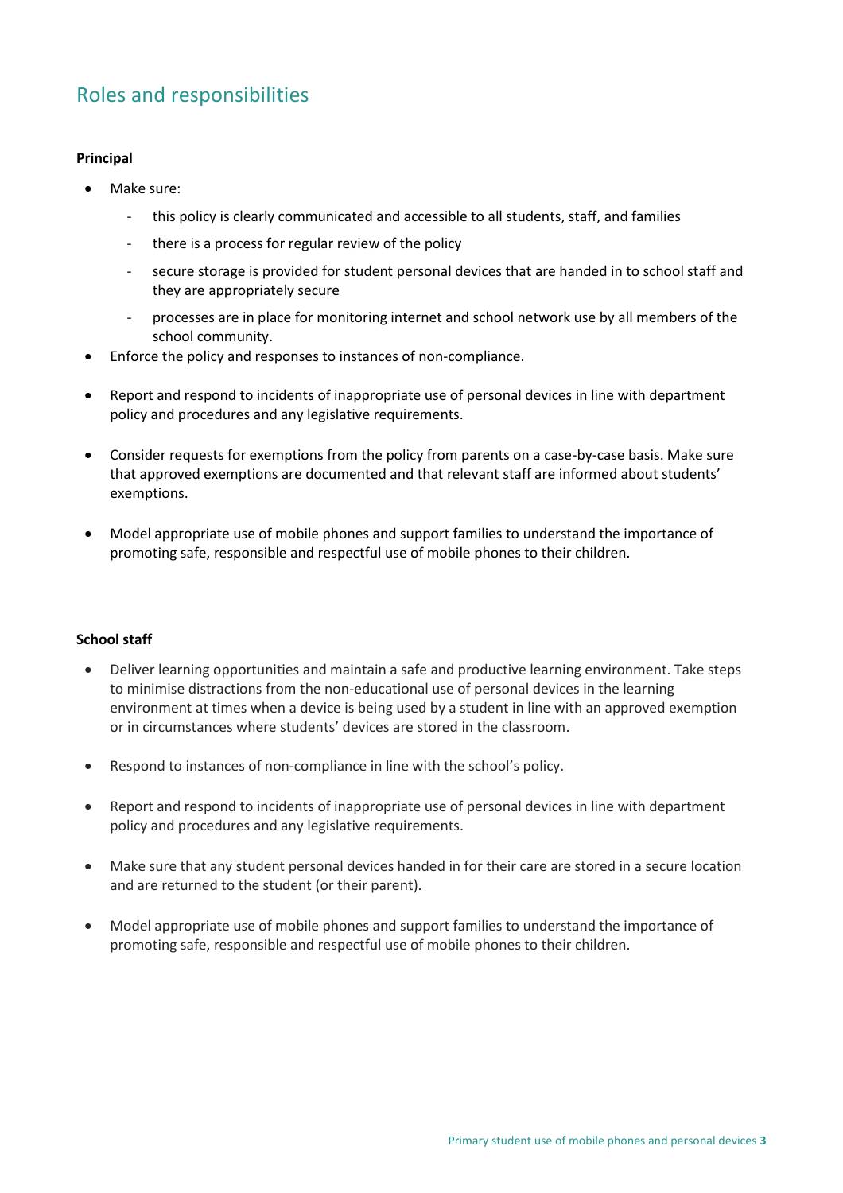## Roles and responsibilities

**Principal**

- Make sure:
  - this policy is clearly communicated and accessible to all students, staff, and families
  - there is a process for regular review of the policy
  - secure storage is provided for student personal devices that are handed in to school staff and they are appropriately secure
  - processes are in place for monitoring internet and school network use by all members of the school community.
- Enforce the policy and responses to instances of non-compliance.
- Report and respond to incidents of inappropriate use of personal devices in line with department policy and procedures and any legislative requirements.
- Consider requests for exemptions from the policy from parents on a case-by-case basis. Make sure that approved exemptions are documented and that relevant staff are informed about students' exemptions.
- Model appropriate use of mobile phones and support families to understand the importance of promoting safe, responsible and respectful use of mobile phones to their children.

**School staff**

- Deliver learning opportunities and maintain a safe and productive learning environment. Take steps to minimise distractions from the non-educational use of personal devices in the learning environment at times when a device is being used by a student in line with an approved exemption or in circumstances where students' devices are stored in the classroom.
- Respond to instances of non-compliance in line with the school's policy.
- Report and respond to incidents of inappropriate use of personal devices in line with department policy and procedures and any legislative requirements.
- Make sure that any student personal devices handed in for their care are stored in a secure location and are returned to the student (or their parent).
- Model appropriate use of mobile phones and support families to understand the importance of promoting safe, responsible and respectful use of mobile phones to their children.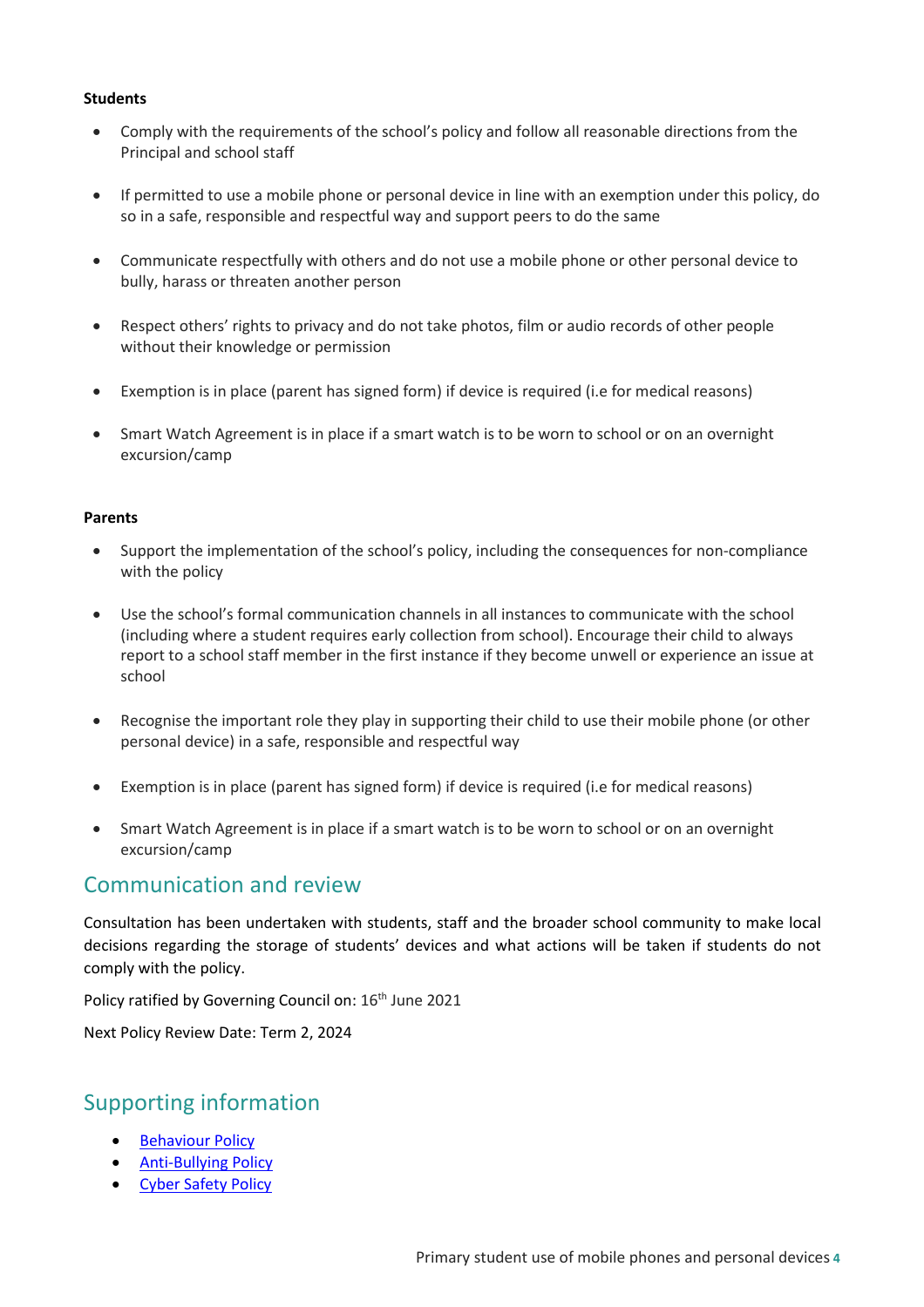**Students**

- Comply with the requirements of the school's policy and follow all reasonable directions from the Principal and school staff
- If permitted to use a mobile phone or personal device in line with an exemption under this policy, do so in a safe, responsible and respectful way and support peers to do the same
- Communicate respectfully with others and do not use a mobile phone or other personal device to bully, harass or threaten another person
- Respect others' rights to privacy and do not take photos, film or audio records of other people without their knowledge or permission
- Exemption is in place (parent has signed form) if device is required (i.e for medical reasons)
- Smart Watch Agreement is in place if a smart watch is to be worn to school or on an overnight excursion/camp

**Parents**

- Support the implementation of the school's policy, including the consequences for non-compliance with the policy
- Use the school's formal communication channels in all instances to communicate with the school (including where a student requires early collection from school). Encourage their child to always report to a school staff member in the first instance if they become unwell or experience an issue at school
- Recognise the important role they play in supporting their child to use their mobile phone (or other personal device) in a safe, responsible and respectful way
- Exemption is in place (parent has signed form) if device is required (i.e for medical reasons)
- Smart Watch Agreement is in place if a smart watch is to be worn to school or on an overnight excursion/camp

## Communication and review

Consultation has been undertaken with students, staff and the broader school community to make local decisions regarding the storage of students' devices and what actions will be taken if students do not comply with the policy.

Policy ratified by Governing Council on: 16th June 2021

Next Policy Review Date: Term 2, 2024

## Supporting information

- Behaviour Policy
- Anti-Bullying Policy
- Cyber Safety Policy